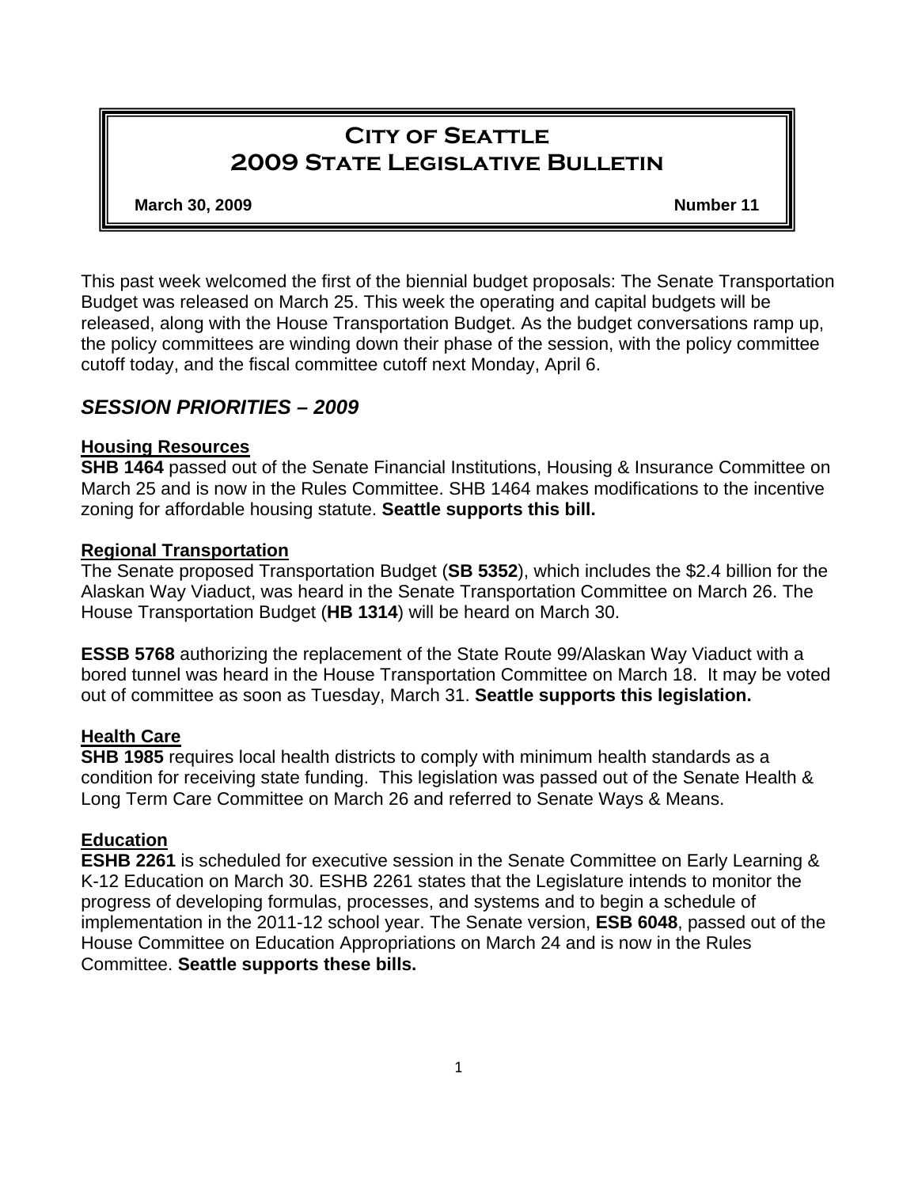# City of Seattle
# 2009 State Legislative Bulletin

**March 30, 2009** **Number 11**

This past week welcomed the first of the biennial budget proposals: The Senate Transportation Budget was released on March 25. This week the operating and capital budgets will be released, along with the House Transportation Budget. As the budget conversations ramp up, the policy committees are winding down their phase of the session, with the policy committee cutoff today, and the fiscal committee cutoff next Monday, April 6.

## *SESSION PRIORITIES – 2009*

### Housing Resources

**SHB 1464** passed out of the Senate Financial Institutions, Housing & Insurance Committee on March 25 and is now in the Rules Committee. SHB 1464 makes modifications to the incentive zoning for affordable housing statute. **Seattle supports this bill.**

### Regional Transportation

The Senate proposed Transportation Budget (**SB 5352**), which includes the $2.4 billion for the Alaskan Way Viaduct, was heard in the Senate Transportation Committee on March 26. The House Transportation Budget (**HB 1314**) will be heard on March 30.

**ESSB 5768** authorizing the replacement of the State Route 99/Alaskan Way Viaduct with a bored tunnel was heard in the House Transportation Committee on March 18. It may be voted out of committee as soon as Tuesday, March 31. **Seattle supports this legislation.**

### Health Care

**SHB 1985** requires local health districts to comply with minimum health standards as a condition for receiving state funding. This legislation was passed out of the Senate Health & Long Term Care Committee on March 26 and referred to Senate Ways & Means.

### Education

**ESHB 2261** is scheduled for executive session in the Senate Committee on Early Learning & K-12 Education on March 30. ESHB 2261 states that the Legislature intends to monitor the progress of developing formulas, processes, and systems and to begin a schedule of implementation in the 2011-12 school year. The Senate version, **ESB 6048**, passed out of the House Committee on Education Appropriations on March 24 and is now in the Rules Committee. **Seattle supports these bills.**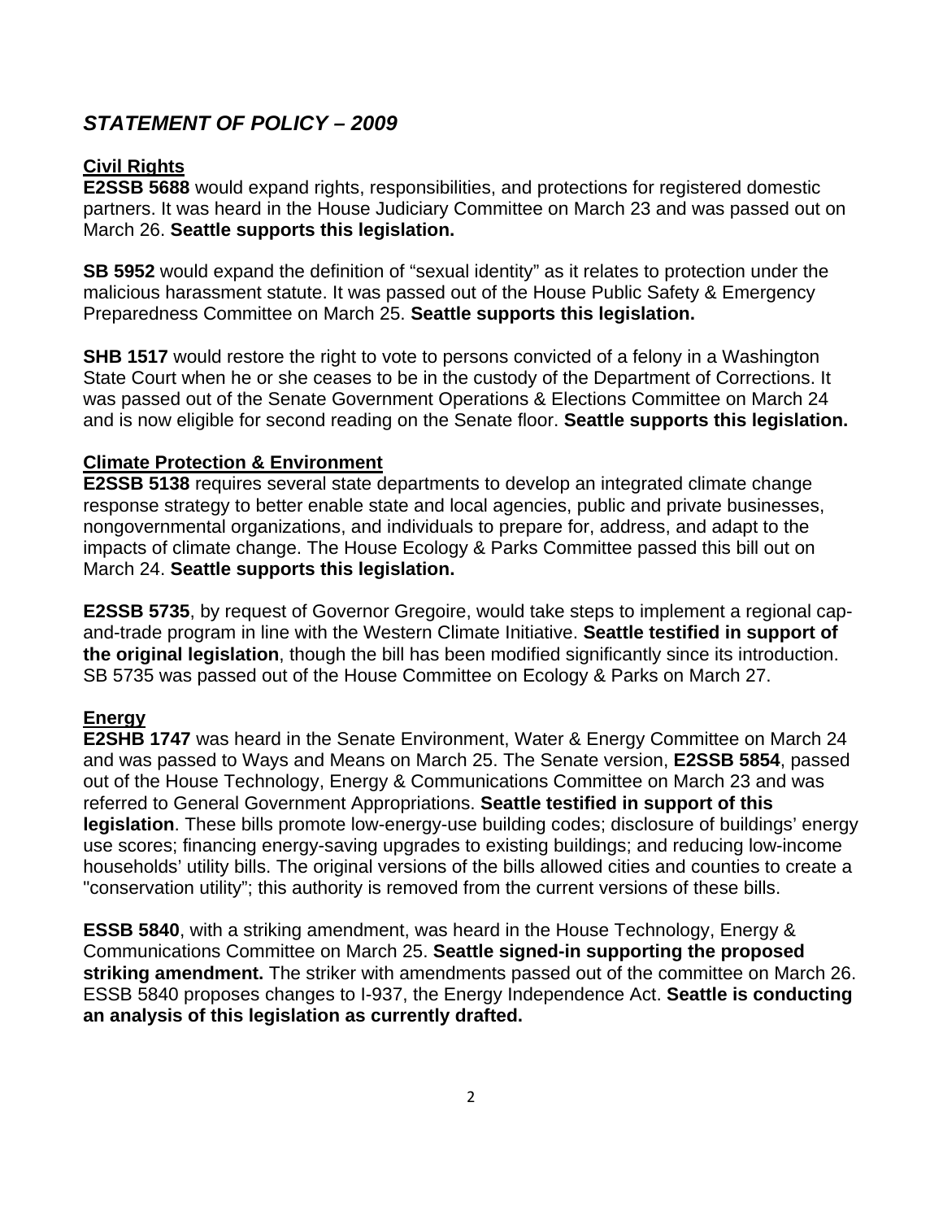## *STATEMENT OF POLICY – 2009*

### Civil Rights

**E2SSB 5688** would expand rights, responsibilities, and protections for registered domestic partners. It was heard in the House Judiciary Committee on March 23 and was passed out on March 26. **Seattle supports this legislation.**

**SB 5952** would expand the definition of "sexual identity" as it relates to protection under the malicious harassment statute. It was passed out of the House Public Safety & Emergency Preparedness Committee on March 25. **Seattle supports this legislation.**

**SHB 1517** would restore the right to vote to persons convicted of a felony in a Washington State Court when he or she ceases to be in the custody of the Department of Corrections. It was passed out of the Senate Government Operations & Elections Committee on March 24 and is now eligible for second reading on the Senate floor. **Seattle supports this legislation.**

### Climate Protection & Environment

**E2SSB 5138** requires several state departments to develop an integrated climate change response strategy to better enable state and local agencies, public and private businesses, nongovernmental organizations, and individuals to prepare for, address, and adapt to the impacts of climate change. The House Ecology & Parks Committee passed this bill out on March 24. **Seattle supports this legislation.**

**E2SSB 5735**, by request of Governor Gregoire, would take steps to implement a regional cap-and-trade program in line with the Western Climate Initiative. **Seattle testified in support of the original legislation**, though the bill has been modified significantly since its introduction. SB 5735 was passed out of the House Committee on Ecology & Parks on March 27.

### Energy

**E2SHB 1747** was heard in the Senate Environment, Water & Energy Committee on March 24 and was passed to Ways and Means on March 25. The Senate version, **E2SSB 5854**, passed out of the House Technology, Energy & Communications Committee on March 23 and was referred to General Government Appropriations. **Seattle testified in support of this legislation**. These bills promote low-energy-use building codes; disclosure of buildings' energy use scores; financing energy-saving upgrades to existing buildings; and reducing low-income households' utility bills. The original versions of the bills allowed cities and counties to create a "conservation utility"; this authority is removed from the current versions of these bills.

**ESSB 5840**, with a striking amendment, was heard in the House Technology, Energy & Communications Committee on March 25. **Seattle signed-in supporting the proposed striking amendment.** The striker with amendments passed out of the committee on March 26. ESSB 5840 proposes changes to I-937, the Energy Independence Act. **Seattle is conducting an analysis of this legislation as currently drafted.**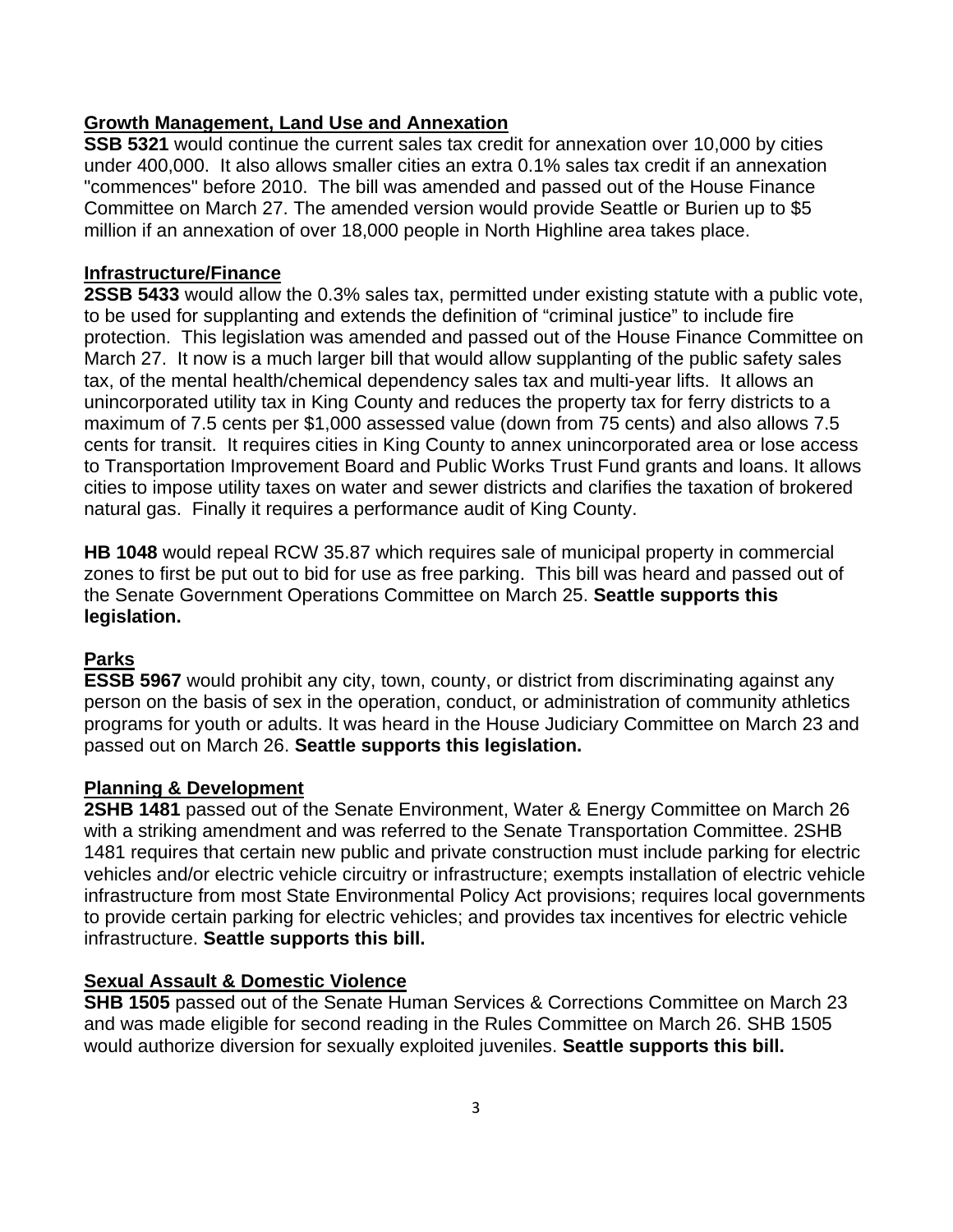## Growth Management, Land Use and Annexation

**SSB 5321** would continue the current sales tax credit for annexation over 10,000 by cities under 400,000. It also allows smaller cities an extra 0.1% sales tax credit if an annexation "commences" before 2010. The bill was amended and passed out of the House Finance Committee on March 27. The amended version would provide Seattle or Burien up to $5 million if an annexation of over 18,000 people in North Highline area takes place.

## Infrastructure/Finance

**2SSB 5433** would allow the 0.3% sales tax, permitted under existing statute with a public vote, to be used for supplanting and extends the definition of "criminal justice" to include fire protection. This legislation was amended and passed out of the House Finance Committee on March 27. It now is a much larger bill that would allow supplanting of the public safety sales tax, of the mental health/chemical dependency sales tax and multi-year lifts. It allows an unincorporated utility tax in King County and reduces the property tax for ferry districts to a maximum of 7.5 cents per $1,000 assessed value (down from 75 cents) and also allows 7.5 cents for transit. It requires cities in King County to annex unincorporated area or lose access to Transportation Improvement Board and Public Works Trust Fund grants and loans. It allows cities to impose utility taxes on water and sewer districts and clarifies the taxation of brokered natural gas. Finally it requires a performance audit of King County.

**HB 1048** would repeal RCW 35.87 which requires sale of municipal property in commercial zones to first be put out to bid for use as free parking. This bill was heard and passed out of the Senate Government Operations Committee on March 25. **Seattle supports this legislation.**

## Parks

**ESSB 5967** would prohibit any city, town, county, or district from discriminating against any person on the basis of sex in the operation, conduct, or administration of community athletics programs for youth or adults. It was heard in the House Judiciary Committee on March 23 and passed out on March 26. **Seattle supports this legislation.**

## Planning & Development

**2SHB 1481** passed out of the Senate Environment, Water & Energy Committee on March 26 with a striking amendment and was referred to the Senate Transportation Committee. 2SHB 1481 requires that certain new public and private construction must include parking for electric vehicles and/or electric vehicle circuitry or infrastructure; exempts installation of electric vehicle infrastructure from most State Environmental Policy Act provisions; requires local governments to provide certain parking for electric vehicles; and provides tax incentives for electric vehicle infrastructure. **Seattle supports this bill.**

## Sexual Assault & Domestic Violence

**SHB 1505** passed out of the Senate Human Services & Corrections Committee on March 23 and was made eligible for second reading in the Rules Committee on March 26. SHB 1505 would authorize diversion for sexually exploited juveniles. **Seattle supports this bill.**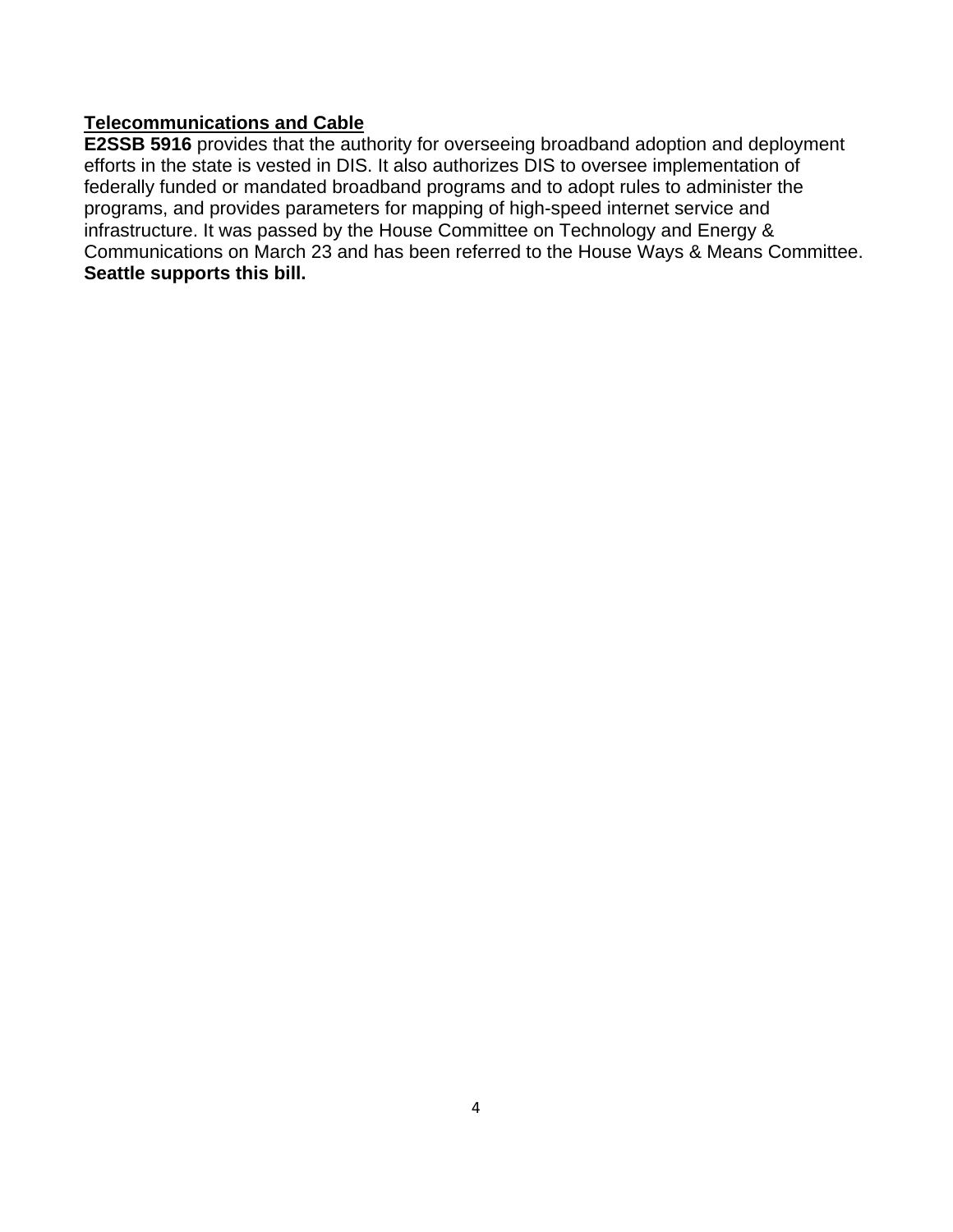**Telecommunications and Cable**

**E2SSB 5916** provides that the authority for overseeing broadband adoption and deployment efforts in the state is vested in DIS. It also authorizes DIS to oversee implementation of federally funded or mandated broadband programs and to adopt rules to administer the programs, and provides parameters for mapping of high-speed internet service and infrastructure. It was passed by the House Committee on Technology and Energy & Communications on March 23 and has been referred to the House Ways & Means Committee. **Seattle supports this bill.**